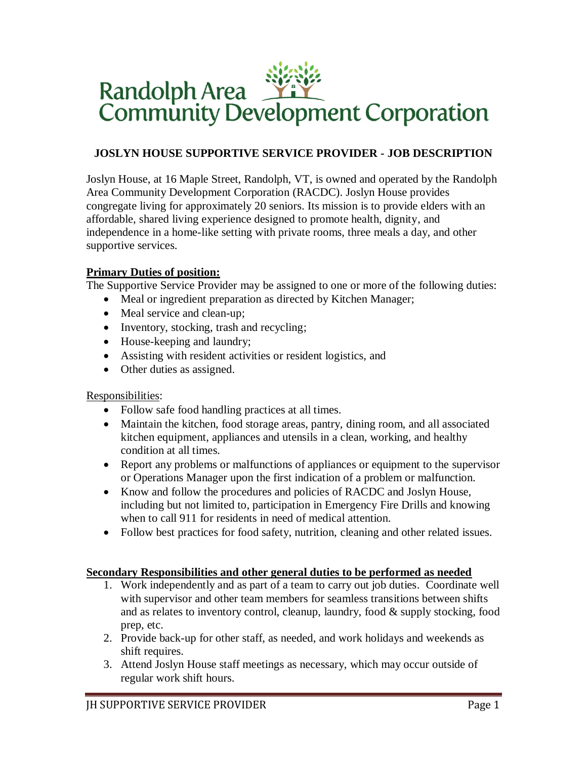# Randolph Area Community Development Corporation

## JOSLYN HOUSE SUPPORTIVE SERVICE PROVIDER - JOB DESCRIPTION

Joslyn House, at 16 Maple Street, Randolph, VT, is owned and operated by the Randolph Area Community Development Corporation (RACDC). Joslyn House provides congregate living for approximately 20 seniors. Its mission is to provide elders with an affordable, shared living experience designed to promote health, dignity, and independence in a home-like setting with private rooms, three meals a day, and other supportive services.

### Primary Duties of position:

The Supportive Service Provider may be assigned to one or more of the following duties:

- Meal or ingredient preparation as directed by Kitchen Manager;
- Meal service and clean-up;
- Inventory, stocking, trash and recycling;
- House-keeping and laundry;
- Assisting with resident activities or resident logistics, and
- Other duties as assigned.

Responsibilities:

- Follow safe food handling practices at all times.
- Maintain the kitchen, food storage areas, pantry, dining room, and all associated kitchen equipment, appliances and utensils in a clean, working, and healthy condition at all times.
- Report any problems or malfunctions of appliances or equipment to the supervisor or Operations Manager upon the first indication of a problem or malfunction.
- Know and follow the procedures and policies of RACDC and Joslyn House, including but not limited to, participation in Emergency Fire Drills and knowing when to call 911 for residents in need of medical attention.
- Follow best practices for food safety, nutrition, cleaning and other related issues.

### Secondary Responsibilities and other general duties to be performed as needed

1. Work independently and as part of a team to carry out job duties. Coordinate well with supervisor and other team members for seamless transitions between shifts and as relates to inventory control, cleanup, laundry, food & supply stocking, food prep, etc.
2. Provide back-up for other staff, as needed, and work holidays and weekends as shift requires.
3. Attend Joslyn House staff meetings as necessary, which may occur outside of regular work shift hours.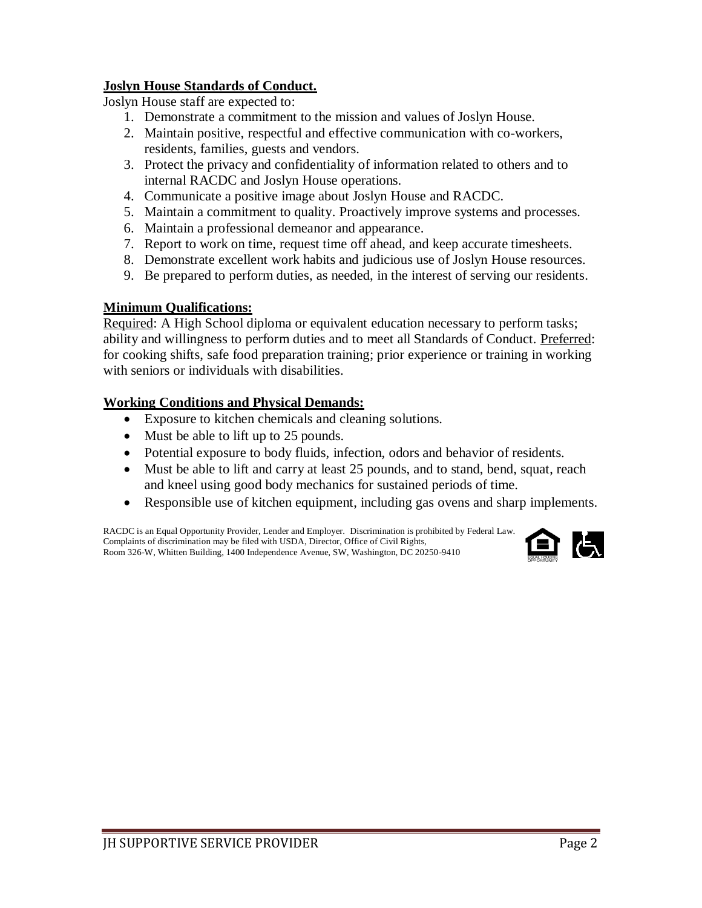**Joslyn House Standards of Conduct.**

Joslyn House staff are expected to:

1. Demonstrate a commitment to the mission and values of Joslyn House.
2. Maintain positive, respectful and effective communication with co-workers, residents, families, guests and vendors.
3. Protect the privacy and confidentiality of information related to others and to internal RACDC and Joslyn House operations.
4. Communicate a positive image about Joslyn House and RACDC.
5. Maintain a commitment to quality. Proactively improve systems and processes.
6. Maintain a professional demeanor and appearance.
7. Report to work on time, request time off ahead, and keep accurate timesheets.
8. Demonstrate excellent work habits and judicious use of Joslyn House resources.
9. Be prepared to perform duties, as needed, in the interest of serving our residents.

**Minimum Qualifications:**

Required: A High School diploma or equivalent education necessary to perform tasks; ability and willingness to perform duties and to meet all Standards of Conduct. Preferred: for cooking shifts, safe food preparation training; prior experience or training in working with seniors or individuals with disabilities.

**Working Conditions and Physical Demands:**

- Exposure to kitchen chemicals and cleaning solutions.
- Must be able to lift up to 25 pounds.
- Potential exposure to body fluids, infection, odors and behavior of residents.
- Must be able to lift and carry at least 25 pounds, and to stand, bend, squat, reach and kneel using good body mechanics for sustained periods of time.
- Responsible use of kitchen equipment, including gas ovens and sharp implements.

RACDC is an Equal Opportunity Provider, Lender and Employer. Discrimination is prohibited by Federal Law. Complaints of discrimination may be filed with USDA, Director, Office of Civil Rights, Room 326-W, Whitten Building, 1400 Independence Avenue, SW, Washington, DC 20250-9410